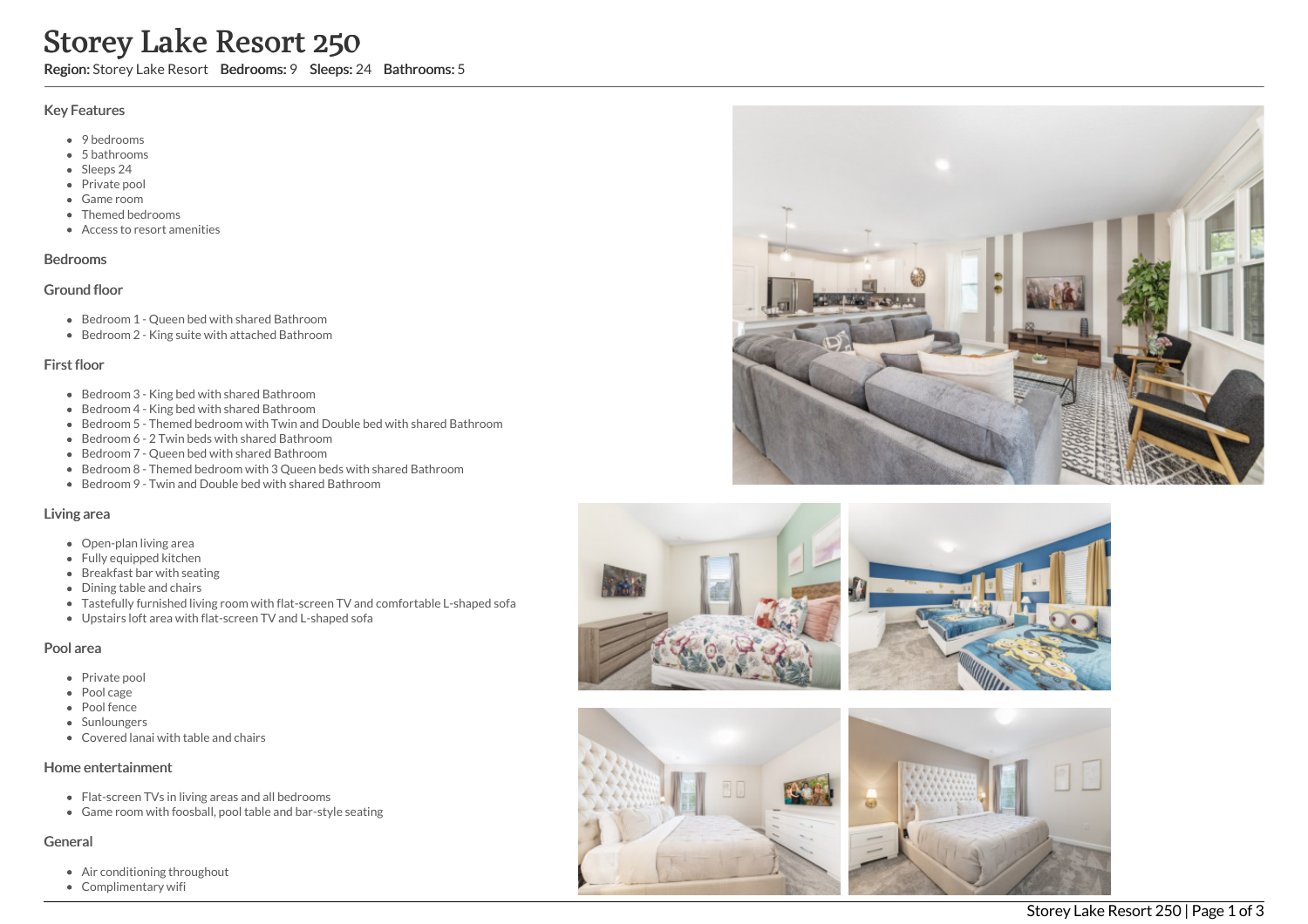# Storey Lake Resort 250

**Region:** Storey Lake Resort **Bedrooms:** 9 **Sleeps:** 24 **Bathrooms:** 5

## Key Features

- 9 bedrooms
- 5 bathrooms
- Sleeps 24
- Private pool
- Game room
- Themed bedrooms
- Access to resort amenities

## Bedrooms

### Ground floor

- Bedroom 1 - Queen bed with shared Bathroom
- Bedroom 2 - King suite with attached Bathroom

### First floor

- Bedroom 3 - King bed with shared Bathroom
- Bedroom 4 - King bed with shared Bathroom
- Bedroom 5 - Themed bedroom with Twin and Double bed with shared Bathroom
- Bedroom 6 - 2 Twin beds with shared Bathroom
- Bedroom 7 - Queen bed with shared Bathroom
- Bedroom 8 - Themed bedroom with 3 Queen beds with shared Bathroom
- Bedroom 9 - Twin and Double bed with shared Bathroom

## Living area

- Open-plan living area
- Fully equipped kitchen
- Breakfast bar with seating
- Dining table and chairs
- Tastefully furnished living room with flat-screen TV and comfortable L-shaped sofa
- Upstairs loft area with flat-screen TV and L-shaped sofa

## Pool area

- Private pool
- Pool cage
- Pool fence
- Sunloungers
- Covered lanai with table and chairs

## Home entertainment

- Flat-screen TVs in living areas and all bedrooms
- Game room with foosball, pool table and bar-style seating

## General

- Air conditioning throughout
- Complimentary wifi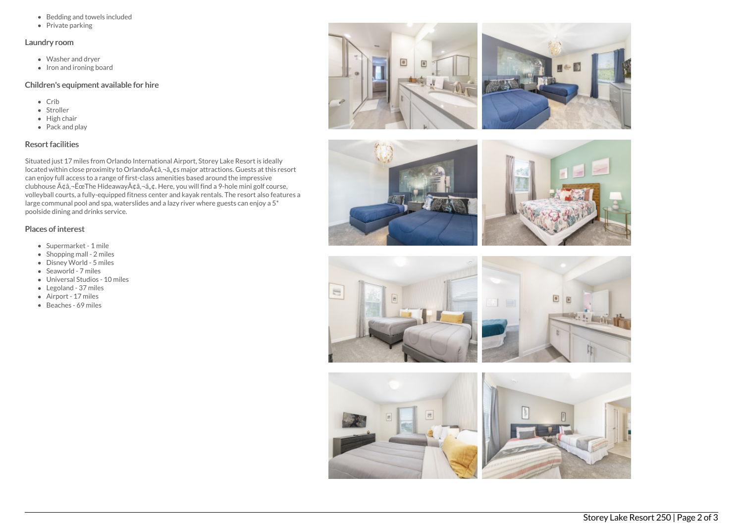- Bedding and towels included
- Private parking

### Laundry room

- Washer and dryer
- Iron and ironing board

### Children's equipment available for hire

- Crib
- Stroller
- High chair
- Pack and play

### Resort facilities

Situated just 17 miles from Orlando International Airport, Storey Lake Resort is ideally located within close proximity to OrlandoÃ¢â‚¬â„¢s major attractions. Guests at this resort can enjoy full access to a range of first-class amenities based around the impressive clubhouse Ã¢â‚¬ËœThe HideawayÃ¢â‚¬â„¢. Here, you will find a 9-hole mini golf course, volleyball courts, a fully-equipped fitness center and kayak rentals. The resort also features a large communal pool and spa, waterslides and a lazy river where guests can enjoy a 5* poolside dining and drinks service.

### Places of interest

- Supermarket - 1 mile
- Shopping mall - 2 miles
- Disney World - 5 miles
- Seaworld - 7 miles
- Universal Studios - 10 miles
- Legoland - 37 miles
- Airport - 17 miles
- Beaches - 69 miles